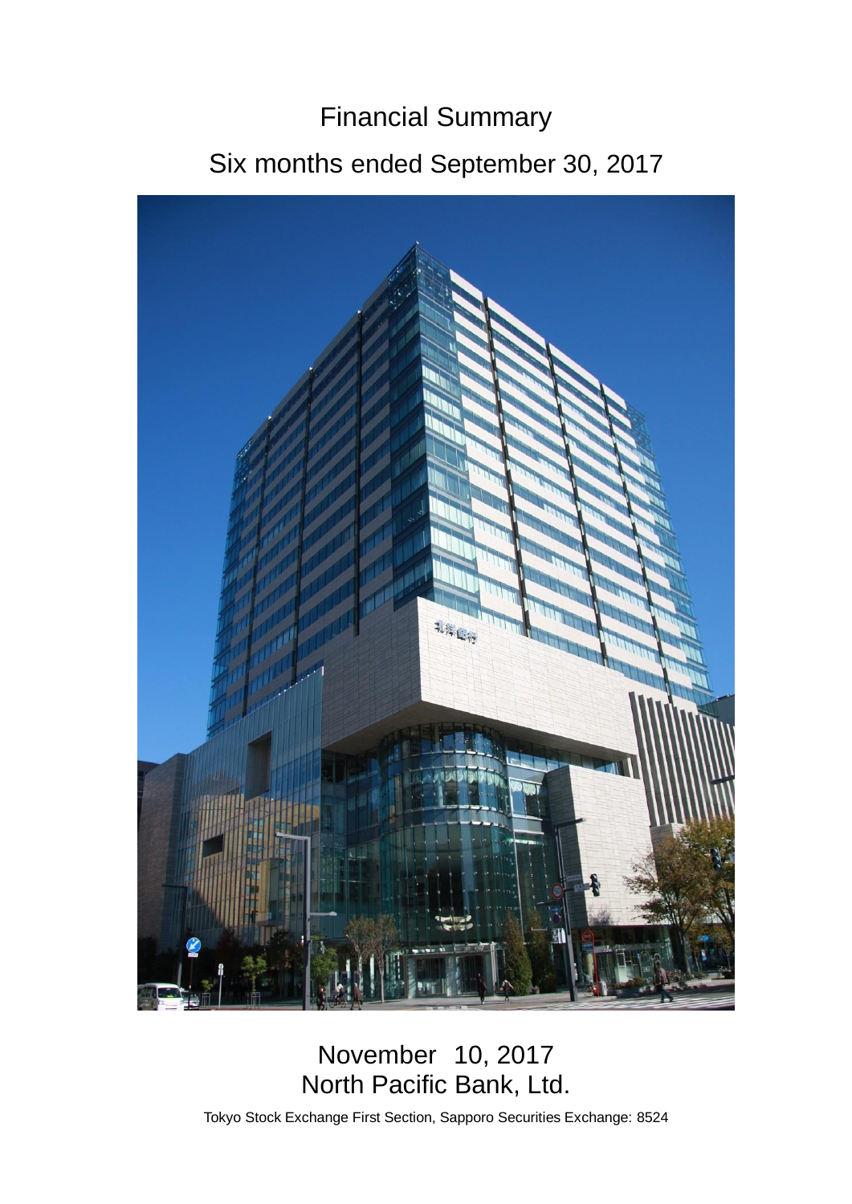# Financial Summary

## Six months ended September 30, 2017

November 10, 2017

North Pacific Bank, Ltd.

Tokyo Stock Exchange First Section, Sapporo Securities Exchange: 8524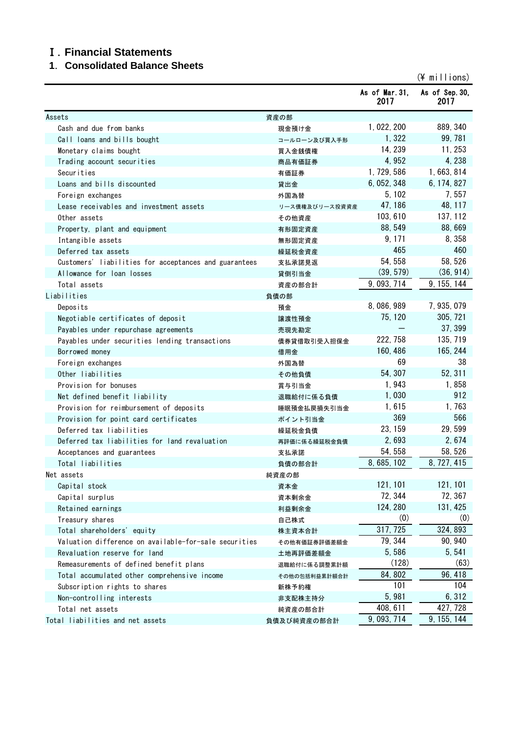# Ⅰ. Financial Statements

## 1. Consolidated Balance Sheets

(¥ millions)

| | | As of Mar. 31, 2017 | As of Sep. 30, 2017 |
|---|---|---|---|
| Assets | 資産の部 | | |
| Cash and due from banks | 現金預け金 | 1,022,200 | 889,340 |
| Call loans and bills bought | コールローン及び買入手形 | 1,322 | 99,781 |
| Monetary claims bought | 買入金銭債権 | 14,239 | 11,253 |
| Trading account securities | 商品有価証券 | 4,952 | 4,238 |
| Securities | 有価証券 | 1,729,586 | 1,663,814 |
| Loans and bills discounted | 貸出金 | 6,052,348 | 6,174,827 |
| Foreign exchanges | 外国為替 | 5,102 | 7,557 |
| Lease receivables and investment assets | リース債権及びリース投資資産 | 47,186 | 48,117 |
| Other assets | その他資産 | 103,610 | 137,112 |
| Property, plant and equipment | 有形固定資産 | 88,549 | 88,669 |
| Intangible assets | 無形固定資産 | 9,171 | 8,358 |
| Deferred tax assets | 繰延税金資産 | 465 | 460 |
| Customers' liabilities for acceptances and guarantees | 支払承諾見返 | 54,558 | 58,526 |
| Allowance for loan losses | 貸倒引当金 | (39,579) | (36,914) |
| Total assets | 資産の部合計 | 9,093,714 | 9,155,144 |
| Liabilities | 負債の部 | | |
| Deposits | 預金 | 8,086,989 | 7,935,079 |
| Negotiable certificates of deposit | 譲渡性預金 | 75,120 | 305,721 |
| Payables under repurchase agreements | 売現先勘定 | ― | 37,399 |
| Payables under securities lending transactions | 債券貸借取引受入担保金 | 222,758 | 135,719 |
| Borrowed money | 借用金 | 160,486 | 165,244 |
| Foreign exchanges | 外国為替 | 69 | 38 |
| Other liabilities | その他負債 | 54,307 | 52,311 |
| Provision for bonuses | 賞与引当金 | 1,943 | 1,858 |
| Net defined benefit liability | 退職給付に係る負債 | 1,030 | 912 |
| Provision for reimbursement of deposits | 睡眠預金払戻損失引当金 | 1,615 | 1,763 |
| Provision for point card certificates | ポイント引当金 | 369 | 566 |
| Deferred tax liabilities | 繰延税金負債 | 23,159 | 29,599 |
| Deferred tax liabilities for land revaluation | 再評価に係る繰延税金負債 | 2,693 | 2,674 |
| Acceptances and guarantees | 支払承諾 | 54,558 | 58,526 |
| Total liabilities | 負債の部合計 | 8,685,102 | 8,727,415 |
| Net assets | 純資産の部 | | |
| Capital stock | 資本金 | 121,101 | 121,101 |
| Capital surplus | 資本剰余金 | 72,344 | 72,367 |
| Retained earnings | 利益剰余金 | 124,280 | 131,425 |
| Treasury shares | 自己株式 | (0) | (0) |
| Total shareholders' equity | 株主資本合計 | 317,725 | 324,893 |
| Valuation difference on available-for-sale securities | その他有価証券評価差額金 | 79,344 | 90,940 |
| Revaluation reserve for land | 土地再評価差額金 | 5,586 | 5,541 |
| Remeasurements of defined benefit plans | 退職給付に係る調整累計額 | (128) | (63) |
| Total accumulated other comprehensive income | その他の包括利益累計額合計 | 84,802 | 96,418 |
| Subscription rights to shares | 新株予約権 | 101 | 104 |
| Non-controlling interests | 非支配株主持分 | 5,981 | 6,312 |
| Total net assets | 純資産の部合計 | 408,611 | 427,728 |
| Total liabilities and net assets | 負債及び純資産の部合計 | 9,093,714 | 9,155,144 |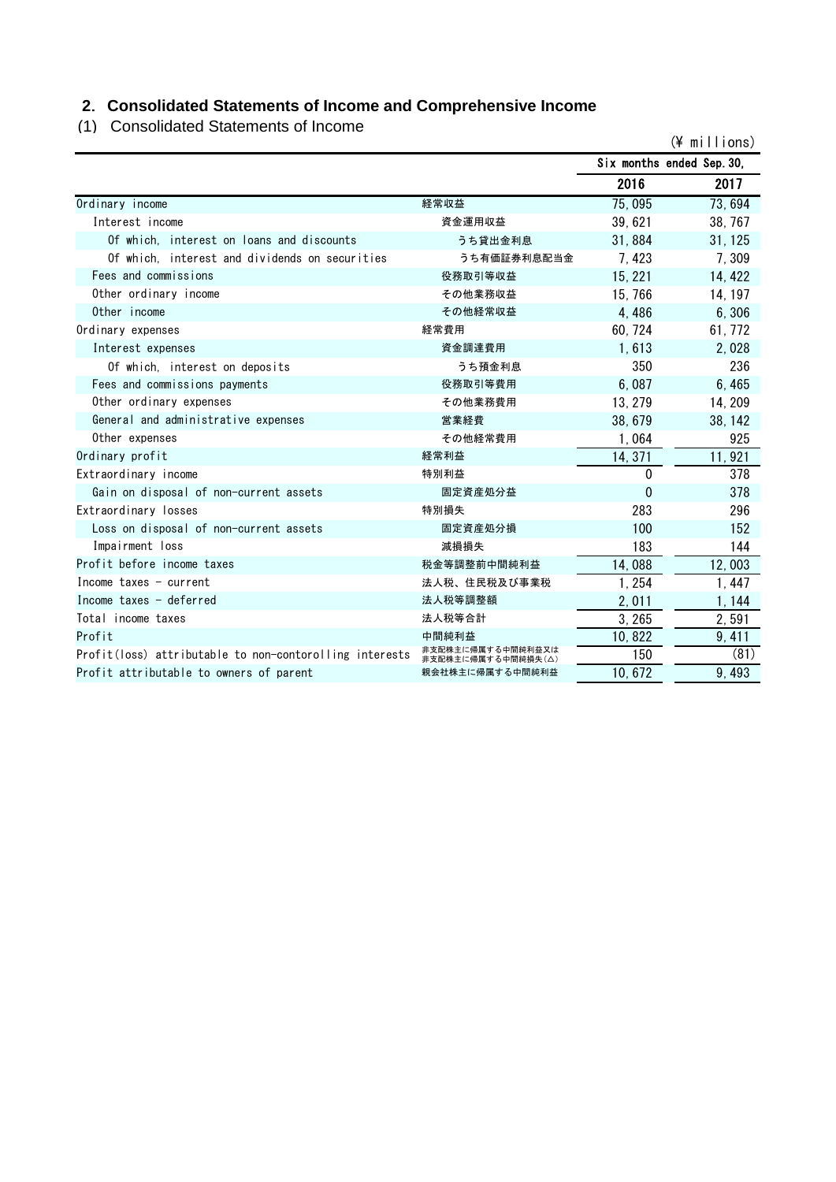## 2. Consolidated Statements of Income and Comprehensive Income

### (1) Consolidated Statements of Income

(¥ millions)

| | | Six months ended Sep. 30, | |
|---|---|---|---|
| | | 2016 | 2017 |
| Ordinary income | 経常収益 | 75,095 | 73,694 |
| Interest income | 資金運用収益 | 39,621 | 38,767 |
| Of which, interest on loans and discounts | うち貸出金利息 | 31,884 | 31,125 |
| Of which, interest and dividends on securities | うち有価証券利息配当金 | 7,423 | 7,309 |
| Fees and commissions | 役務取引等収益 | 15,221 | 14,422 |
| Other ordinary income | その他業務収益 | 15,766 | 14,197 |
| Other income | その他経常収益 | 4,486 | 6,306 |
| Ordinary expenses | 経常費用 | 60,724 | 61,772 |
| Interest expenses | 資金調達費用 | 1,613 | 2,028 |
| Of which, interest on deposits | うち預金利息 | 350 | 236 |
| Fees and commissions payments | 役務取引等費用 | 6,087 | 6,465 |
| Other ordinary expenses | その他業務費用 | 13,279 | 14,209 |
| General and administrative expenses | 営業経費 | 38,679 | 38,142 |
| Other expenses | その他経常費用 | 1,064 | 925 |
| Ordinary profit | 経常利益 | 14,371 | 11,921 |
| Extraordinary income | 特別利益 | 0 | 378 |
| Gain on disposal of non-current assets | 固定資産処分益 | 0 | 378 |
| Extraordinary losses | 特別損失 | 283 | 296 |
| Loss on disposal of non-current assets | 固定資産処分損 | 100 | 152 |
| Impairment loss | 減損損失 | 183 | 144 |
| Profit before income taxes | 税金等調整前中間純利益 | 14,088 | 12,003 |
| Income taxes - current | 法人税、住民税及び事業税 | 1,254 | 1,447 |
| Income taxes - deferred | 法人税等調整額 | 2,011 | 1,144 |
| Total income taxes | 法人税等合計 | 3,265 | 2,591 |
| Profit | 中間純利益 | 10,822 | 9,411 |
| Profit(loss) attributable to non-contorolling interests | 非支配株主に帰属する中間純利益又は非支配株主に帰属する中間純損失(△) | 150 | (81) |
| Profit attributable to owners of parent | 親会社株主に帰属する中間純利益 | 10,672 | 9,493 |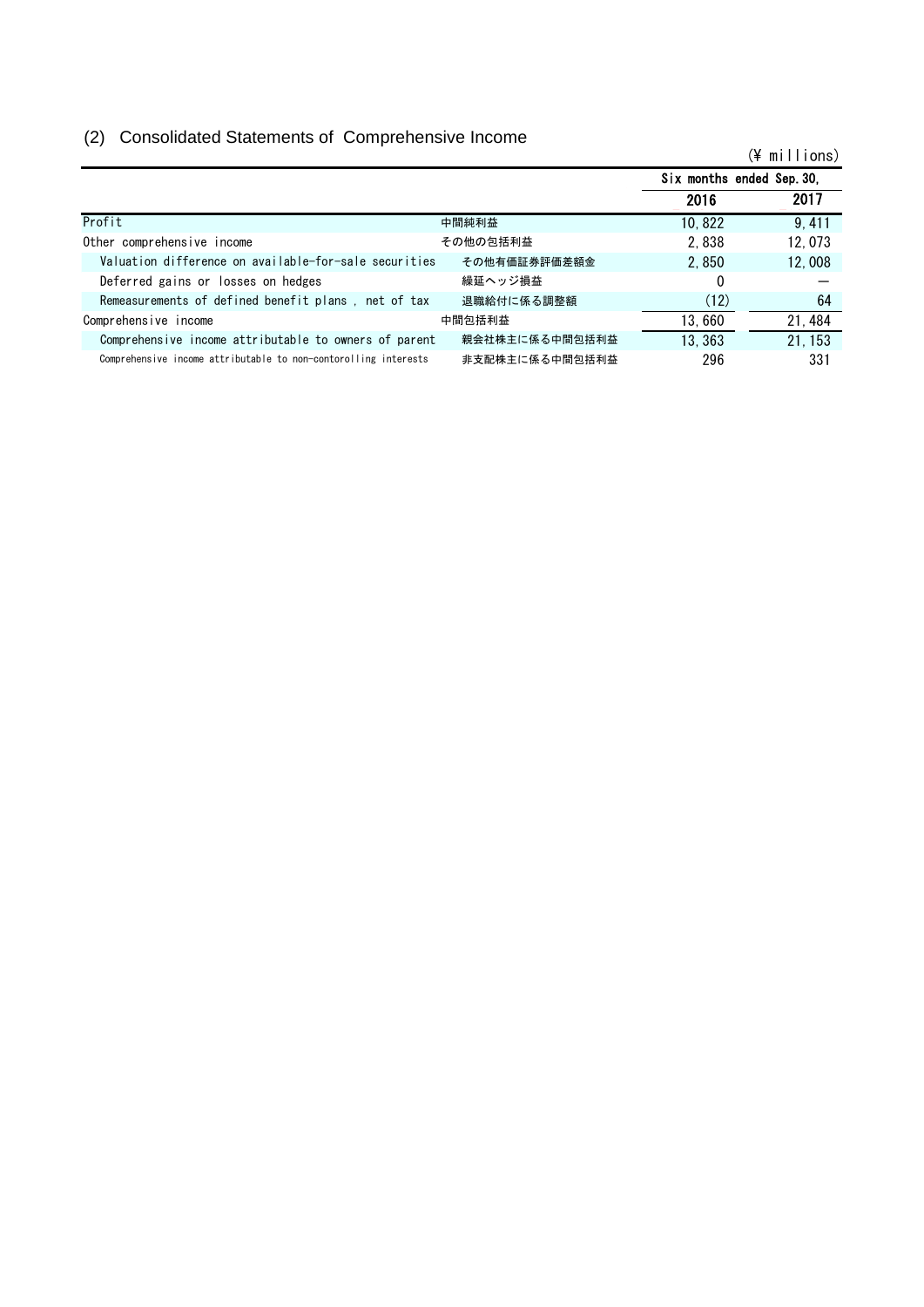## (2) Consolidated Statements of Comprehensive Income

(¥ millions)

| | | Six months ended Sep. 30, | |
|---|---|---|---|
| | | 2016 | 2017 |
| Profit | 中間純利益 | 10, 822 | 9, 411 |
| Other comprehensive income | その他の包括利益 | 2, 838 | 12, 073 |
| Valuation difference on available-for-sale securities | その他有価証券評価差額金 | 2, 850 | 12, 008 |
| Deferred gains or losses on hedges | 繰延ヘッジ損益 | 0 | ― |
| Remeasurements of defined benefit plans , net of tax | 退職給付に係る調整額 | (12) | 64 |
| Comprehensive income | 中間包括利益 | 13, 660 | 21, 484 |
| Comprehensive income attributable to owners of parent | 親会社株主に係る中間包括利益 | 13, 363 | 21, 153 |
| Comprehensive income attributable to non-contorolling interests | 非支配株主に係る中間包括利益 | 296 | 331 |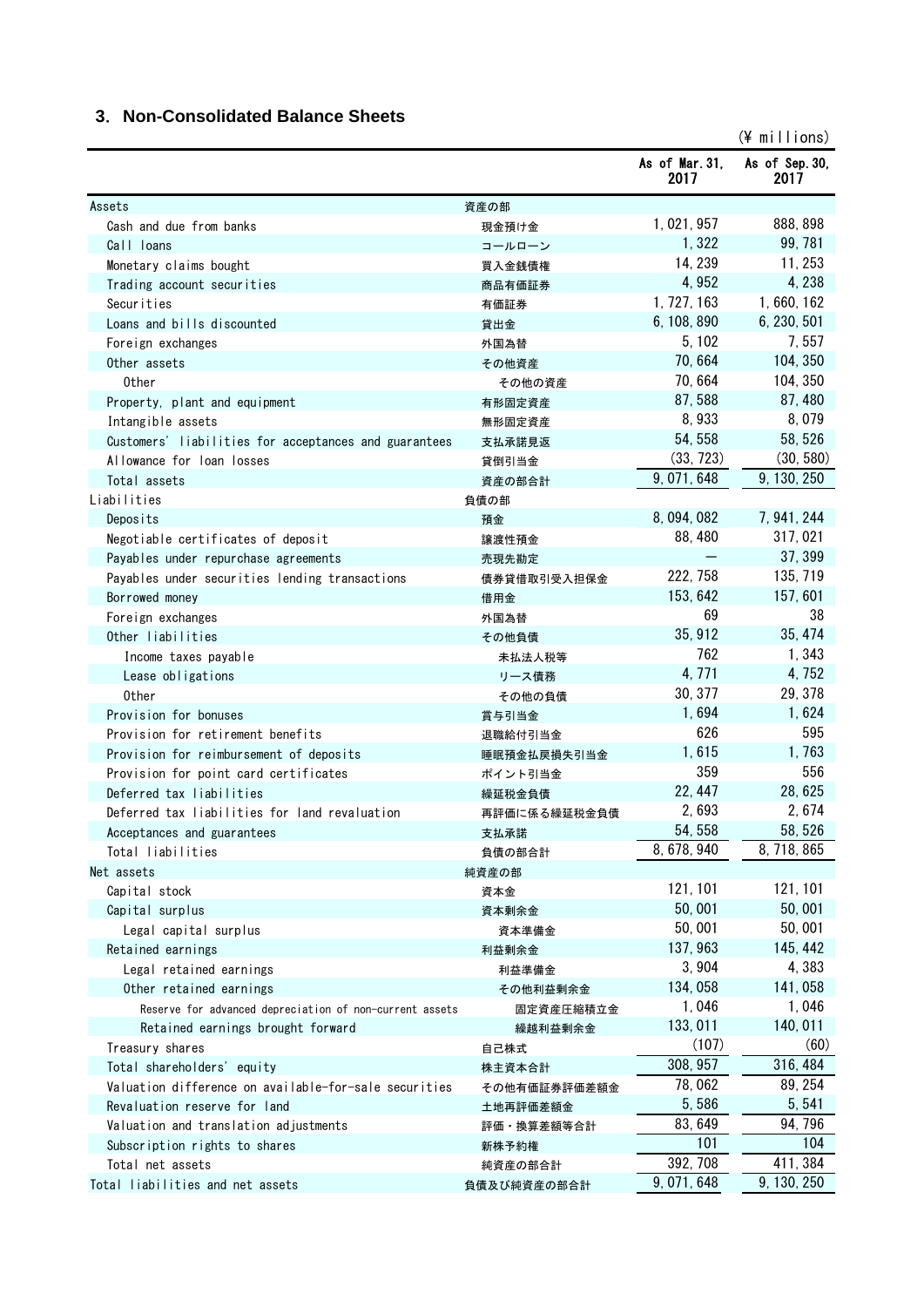## 3. Non-Consolidated Balance Sheets

(¥ millions)

| | | As of Mar. 31, 2017 | As of Sep. 30, 2017 |
|---|---|---|---|
| Assets | 資産の部 | | |
| Cash and due from banks | 現金預け金 | 1,021,957 | 888,898 |
| Call loans | コールローン | 1,322 | 99,781 |
| Monetary claims bought | 買入金銭債権 | 14,239 | 11,253 |
| Trading account securities | 商品有価証券 | 4,952 | 4,238 |
| Securities | 有価証券 | 1,727,163 | 1,660,162 |
| Loans and bills discounted | 貸出金 | 6,108,890 | 6,230,501 |
| Foreign exchanges | 外国為替 | 5,102 | 7,557 |
| Other assets | その他資産 | 70,664 | 104,350 |
| Other | その他の資産 | 70,664 | 104,350 |
| Property, plant and equipment | 有形固定資産 | 87,588 | 87,480 |
| Intangible assets | 無形固定資産 | 8,933 | 8,079 |
| Customers' liabilities for acceptances and guarantees | 支払承諾見返 | 54,558 | 58,526 |
| Allowance for loan losses | 貸倒引当金 | (33,723) | (30,580) |
| Total assets | 資産の部合計 | 9,071,648 | 9,130,250 |
| Liabilities | 負債の部 | | |
| Deposits | 預金 | 8,094,082 | 7,941,244 |
| Negotiable certificates of deposit | 譲渡性預金 | 88,480 | 317,021 |
| Payables under repurchase agreements | 売現先勘定 | — | 37,399 |
| Payables under securities lending transactions | 債券貸借取引受入担保金 | 222,758 | 135,719 |
| Borrowed money | 借用金 | 153,642 | 157,601 |
| Foreign exchanges | 外国為替 | 69 | 38 |
| Other liabilities | その他負債 | 35,912 | 35,474 |
| Income taxes payable | 未払法人税等 | 762 | 1,343 |
| Lease obligations | リース債務 | 4,771 | 4,752 |
| Other | その他の負債 | 30,377 | 29,378 |
| Provision for bonuses | 賞与引当金 | 1,694 | 1,624 |
| Provision for retirement benefits | 退職給付引当金 | 626 | 595 |
| Provision for reimbursement of deposits | 睡眠預金払戻損失引当金 | 1,615 | 1,763 |
| Provision for point card certificates | ポイント引当金 | 359 | 556 |
| Deferred tax liabilities | 繰延税金負債 | 22,447 | 28,625 |
| Deferred tax liabilities for land revaluation | 再評価に係る繰延税金負債 | 2,693 | 2,674 |
| Acceptances and guarantees | 支払承諾 | 54,558 | 58,526 |
| Total liabilities | 負債の部合計 | 8,678,940 | 8,718,865 |
| Net assets | 純資産の部 | | |
| Capital stock | 資本金 | 121,101 | 121,101 |
| Capital surplus | 資本剰余金 | 50,001 | 50,001 |
| Legal capital surplus | 資本準備金 | 50,001 | 50,001 |
| Retained earnings | 利益剰余金 | 137,963 | 145,442 |
| Legal retained earnings | 利益準備金 | 3,904 | 4,383 |
| Other retained earnings | その他利益剰余金 | 134,058 | 141,058 |
| Reserve for advanced depreciation of non-current assets | 固定資産圧縮積立金 | 1,046 | 1,046 |
| Retained earnings brought forward | 繰越利益剰余金 | 133,011 | 140,011 |
| Treasury shares | 自己株式 | (107) | (60) |
| Total shareholders' equity | 株主資本合計 | 308,957 | 316,484 |
| Valuation difference on available-for-sale securities | その他有価証券評価差額金 | 78,062 | 89,254 |
| Revaluation reserve for land | 土地再評価差額金 | 5,586 | 5,541 |
| Valuation and translation adjustments | 評価・換算差額等合計 | 83,649 | 94,796 |
| Subscription rights to shares | 新株予約権 | 101 | 104 |
| Total net assets | 純資産の部合計 | 392,708 | 411,384 |
| Total liabilities and net assets | 負債及び純資産の部合計 | 9,071,648 | 9,130,250 |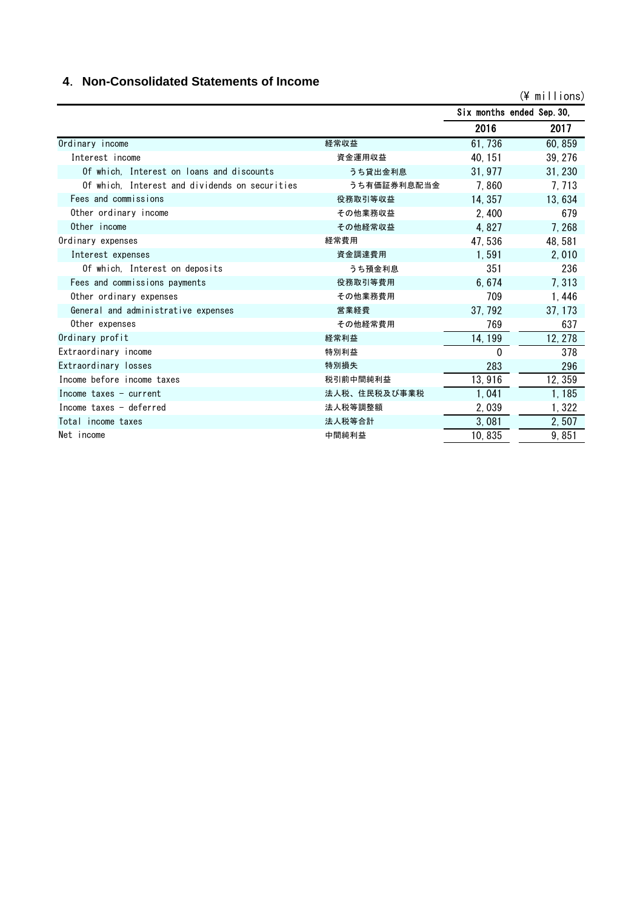## 4. Non-Consolidated Statements of Income

(¥ millions)

| | | Six months ended Sep. 30, | |
|---|---|---|---|
| | | 2016 | 2017 |
| Ordinary income | 経常収益 | 61,736 | 60,859 |
| Interest income | 資金運用収益 | 40,151 | 39,276 |
| Of which, Interest on loans and discounts | うち貸出金利息 | 31,977 | 31,230 |
| Of which, Interest and dividends on securities | うち有価証券利息配当金 | 7,860 | 7,713 |
| Fees and commissions | 役務取引等収益 | 14,357 | 13,634 |
| Other ordinary income | その他業務収益 | 2,400 | 679 |
| Other income | その他経常収益 | 4,827 | 7,268 |
| Ordinary expenses | 経常費用 | 47,536 | 48,581 |
| Interest expenses | 資金調達費用 | 1,591 | 2,010 |
| Of which, Interest on deposits | うち預金利息 | 351 | 236 |
| Fees and commissions payments | 役務取引等費用 | 6,674 | 7,313 |
| Other ordinary expenses | その他業務費用 | 709 | 1,446 |
| General and administrative expenses | 営業経費 | 37,792 | 37,173 |
| Other expenses | その他経常費用 | 769 | 637 |
| Ordinary profit | 経常利益 | 14,199 | 12,278 |
| Extraordinary income | 特別利益 | 0 | 378 |
| Extraordinary losses | 特別損失 | 283 | 296 |
| Income before income taxes | 税引前中間純利益 | 13,916 | 12,359 |
| Income taxes - current | 法人税、住民税及び事業税 | 1,041 | 1,185 |
| Income taxes - deferred | 法人税等調整額 | 2,039 | 1,322 |
| Total income taxes | 法人税等合計 | 3,081 | 2,507 |
| Net income | 中間純利益 | 10,835 | 9,851 |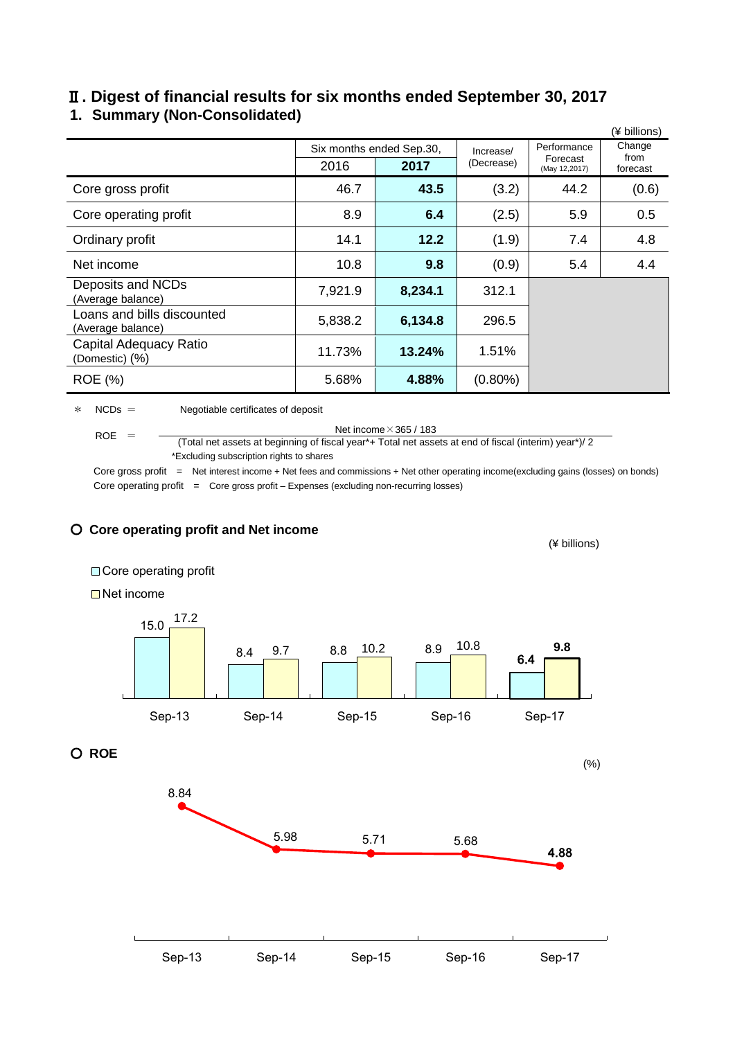# Ⅱ. Digest of financial results for six months ended September 30, 2017

## 1. Summary (Non-Consolidated)

(¥ billions)

| | Six months ended Sep.30, 2016 | Six months ended Sep.30, 2017 | Increase/ (Decrease) | Performance Forecast (May 12,2017) | Change from forecast |
|---|---|---|---|---|---|
| Core gross profit | 46.7 | **43.5** | (3.2) | 44.2 | (0.6) |
| Core operating profit | 8.9 | **6.4** | (2.5) | 5.9 | 0.5 |
| Ordinary profit | 14.1 | **12.2** | (1.9) | 7.4 | 4.8 |
| Net income | 10.8 | **9.8** | (0.9) | 5.4 | 4.4 |
| Deposits and NCDs (Average balance) | 7,921.9 | **8,234.1** | 312.1 | | |
| Loans and bills discounted (Average balance) | 5,838.2 | **6,134.8** | 296.5 | | |
| Capital Adequacy Ratio (Domestic) (%) | 11.73% | **13.24%** | 1.51% | | |
| ROE (%) | 5.68% | **4.88%** | (0.80%) | | |

＊ NCDs = Negotiable certificates of deposit

$$\text{ROE} = \frac{\text{Net income} \times 365 / 183}{(\text{Total net assets at beginning of fiscal year*} + \text{Total net assets at end of fiscal (interim) year*}) / 2}$$

*Excluding subscription rights to shares

Core gross profit = Net interest income + Net fees and commissions + Net other operating income(excluding gains (losses) on bonds)

Core operating profit = Core gross profit – Expenses (excluding non-recurring losses)

### ○ Core operating profit and Net income

(¥ billions)

Core operating profit
Net income

15.0 17.2
8.4 9.7
8.8 10.2
8.9 10.8
6.4 9.8

Sep-13 Sep-14 Sep-15 Sep-16 Sep-17

### ○ ROE

(%)

8.84
5.98
5.71
5.68
4.88

Sep-13 Sep-14 Sep-15 Sep-16 Sep-17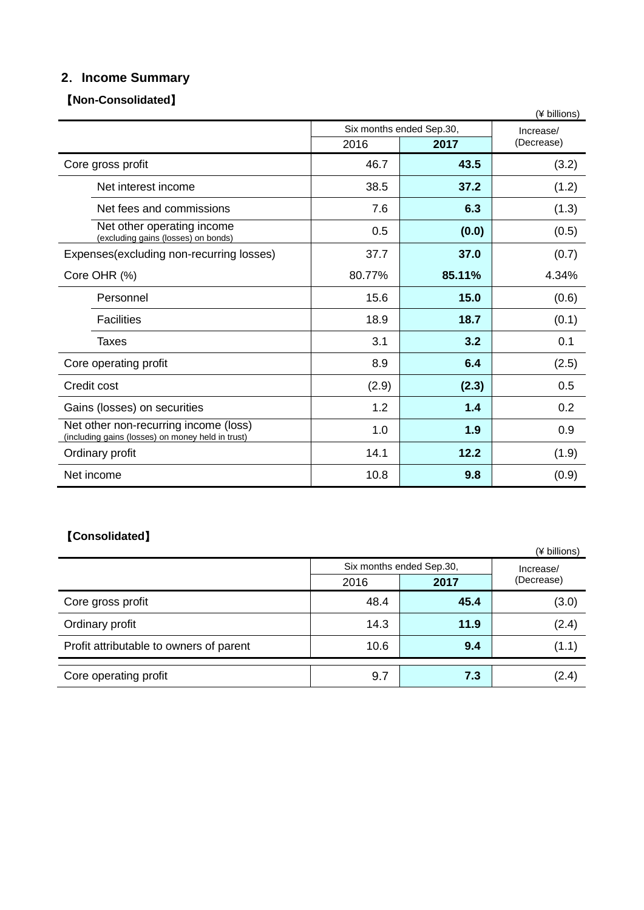## 2. Income Summary

### 【Non-Consolidated】

(¥ billions)

| | Six months ended Sep.30, | | Increase/ (Decrease) |
|---|---|---|---|
| | 2016 | **2017** | |
| Core gross profit | 46.7 | **43.5** | (3.2) |
| Net interest income | 38.5 | **37.2** | (1.2) |
| Net fees and commissions | 7.6 | **6.3** | (1.3) |
| Net other operating income (excluding gains (losses) on bonds) | 0.5 | **(0.0)** | (0.5) |
| Expenses(excluding non-recurring losses) | 37.7 | **37.0** | (0.7) |
| Core OHR (%) | 80.77% | **85.11%** | 4.34% |
| Personnel | 15.6 | **15.0** | (0.6) |
| Facilities | 18.9 | **18.7** | (0.1) |
| Taxes | 3.1 | **3.2** | 0.1 |
| Core operating profit | 8.9 | **6.4** | (2.5) |
| Credit cost | (2.9) | **(2.3)** | 0.5 |
| Gains (losses) on securities | 1.2 | **1.4** | 0.2 |
| Net other non-recurring income (loss) (including gains (losses) on money held in trust) | 1.0 | **1.9** | 0.9 |
| Ordinary profit | 14.1 | **12.2** | (1.9) |
| Net income | 10.8 | **9.8** | (0.9) |

### 【Consolidated】

(¥ billions)

| | Six months ended Sep.30, | | Increase/ (Decrease) |
|---|---|---|---|
| | 2016 | **2017** | |
| Core gross profit | 48.4 | **45.4** | (3.0) |
| Ordinary profit | 14.3 | **11.9** | (2.4) |
| Profit attributable to owners of parent | 10.6 | **9.4** | (1.1) |
| Core operating profit | 9.7 | **7.3** | (2.4) |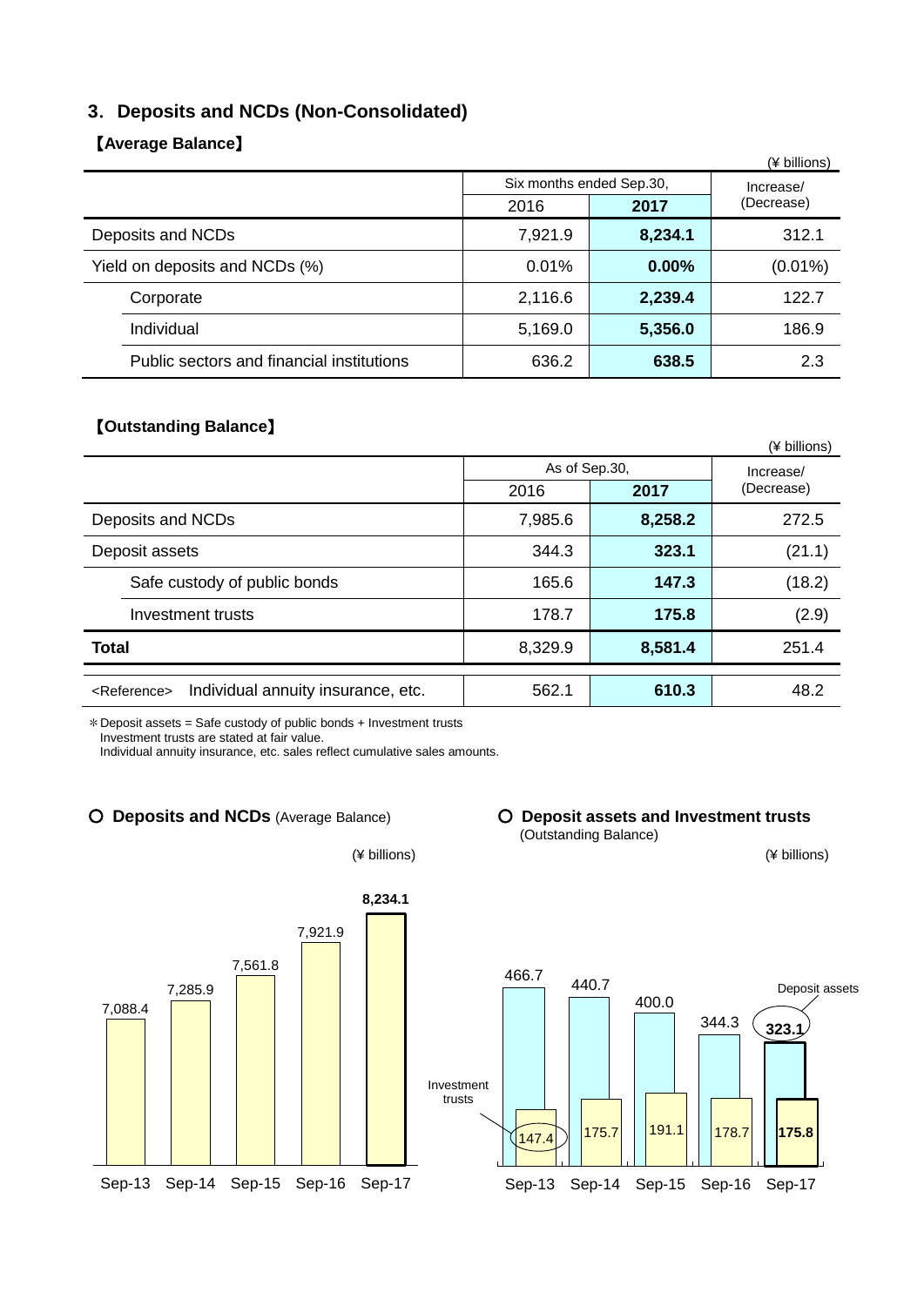## 3. Deposits and NCDs (Non-Consolidated)

### 【Average Balance】

(¥ billions)

| | Six months ended Sep.30, 2016 | Six months ended Sep.30, 2017 | Increase/ (Decrease) |
|---|---|---|---|
| Deposits and NCDs | 7,921.9 | **8,234.1** | 312.1 |
| Yield on deposits and NCDs (%) | 0.01% | **0.00%** | (0.01%) |
| Corporate | 2,116.6 | **2,239.4** | 122.7 |
| Individual | 5,169.0 | **5,356.0** | 186.9 |
| Public sectors and financial institutions | 636.2 | **638.5** | 2.3 |

### 【Outstanding Balance】

(¥ billions)

| | As of Sep.30, 2016 | As of Sep.30, 2017 | Increase/ (Decrease) |
|---|---|---|---|
| Deposits and NCDs | 7,985.6 | **8,258.2** | 272.5 |
| Deposit assets | 344.3 | **323.1** | (21.1) |
| Safe custody of public bonds | 165.6 | **147.3** | (18.2) |
| Investment trusts | 178.7 | **175.8** | (2.9) |
| **Total** | 8,329.9 | **8,581.4** | 251.4 |
| <Reference> Individual annuity insurance, etc. | 562.1 | **610.3** | 48.2 |

* Deposit assets = Safe custody of public bonds + Investment trusts
Investment trusts are stated at fair value.
Individual annuity insurance, etc. sales reflect cumulative sales amounts.

○ **Deposits and NCDs** (Average Balance)

(¥ billions)

7,088.4
7,285.9
7,561.8
7,921.9
**8,234.1**

Sep-13 Sep-14 Sep-15 Sep-16 Sep-17

○ **Deposit assets and Investment trusts** (Outstanding Balance)

(¥ billions)

Deposit assets
466.7
440.7
400.0
344.3
**323.1**

Investment trusts
147.4
175.7
191.1
178.7
**175.8**

Sep-13 Sep-14 Sep-15 Sep-16 Sep-17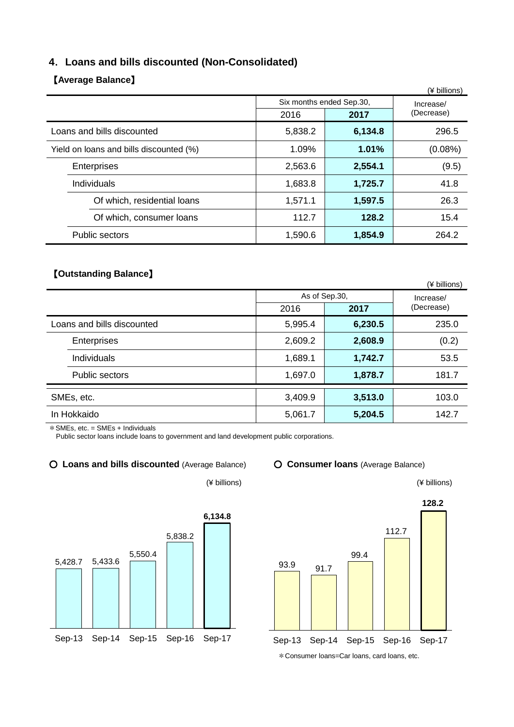## 4. Loans and bills discounted (Non-Consolidated)

### 【Average Balance】

(¥ billions)

| | Six months ended Sep.30, 2016 | Six months ended Sep.30, 2017 | Increase/ (Decrease) |
|---|---|---|---|
| Loans and bills discounted | 5,838.2 | **6,134.8** | 296.5 |
| Yield on loans and bills discounted (%) | 1.09% | **1.01%** | (0.08%) |
| Enterprises | 2,563.6 | **2,554.1** | (9.5) |
| Individuals | 1,683.8 | **1,725.7** | 41.8 |
| Of which, residential loans | 1,571.1 | **1,597.5** | 26.3 |
| Of which, consumer loans | 112.7 | **128.2** | 15.4 |
| Public sectors | 1,590.6 | **1,854.9** | 264.2 |

### 【Outstanding Balance】

(¥ billions)

| | As of Sep.30, 2016 | As of Sep.30, 2017 | Increase/ (Decrease) |
|---|---|---|---|
| Loans and bills discounted | 5,995.4 | **6,230.5** | 235.0 |
| Enterprises | 2,609.2 | **2,608.9** | (0.2) |
| Individuals | 1,689.1 | **1,742.7** | 53.5 |
| Public sectors | 1,697.0 | **1,878.7** | 181.7 |
| SMEs, etc. | 3,409.9 | **3,513.0** | 103.0 |
| In Hokkaido | 5,061.7 | **5,204.5** | 142.7 |

＊SMEs, etc. = SMEs + Individuals
Public sector loans include loans to government and land development public corporations.

○ **Loans and bills discounted** (Average Balance)

(¥ billions)

5,428.7
5,433.6
5,550.4
5,838.2
**6,134.8**

Sep-13 Sep-14 Sep-15 Sep-16 Sep-17

○ **Consumer loans** (Average Balance)

(¥ billions)

93.9
91.7
99.4
112.7
**128.2**

Sep-13 Sep-14 Sep-15 Sep-16 Sep-17

＊Consumer loans=Car loans, card loans, etc.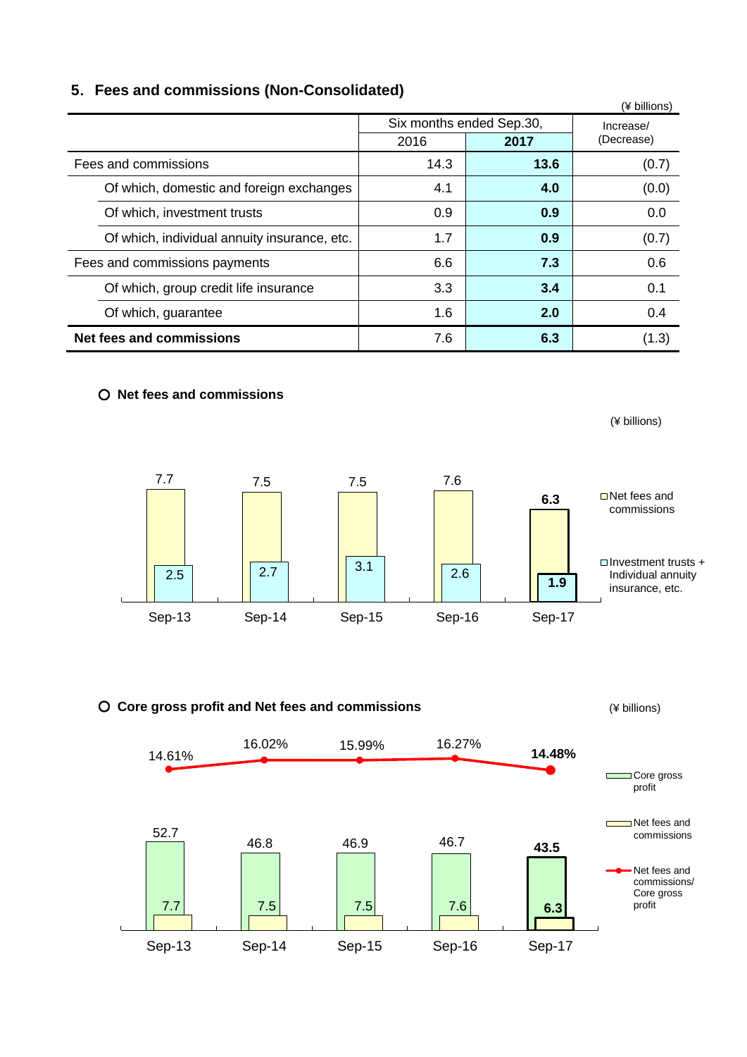## 5. Fees and commissions (Non-Consolidated)

(¥ billions)

| | Six months ended Sep.30, 2016 | Six months ended Sep.30, 2017 | Increase/ (Decrease) |
|---|---|---|---|
| Fees and commissions | 14.3 | **13.6** | (0.7) |
| Of which, domestic and foreign exchanges | 4.1 | **4.0** | (0.0) |
| Of which, investment trusts | 0.9 | **0.9** | 0.0 |
| Of which, individual annuity insurance, etc. | 1.7 | **0.9** | (0.7) |
| Fees and commissions payments | 6.6 | **7.3** | 0.6 |
| Of which, group credit life insurance | 3.3 | **3.4** | 0.1 |
| Of which, guarantee | 1.6 | **2.0** | 0.4 |
| **Net fees and commissions** | 7.6 | **6.3** | (1.3) |

**○ Net fees and commissions**

(¥ billions)

7.7
2.5
Sep-13
7.5
2.7
Sep-14
7.5
3.1
Sep-15
7.6
2.6
Sep-16
**6.3**
**1.9**
Sep-17

□Net fees and commissions
□Investment trusts + Individual annuity insurance, etc.

**○ Core gross profit and Net fees and commissions**

(¥ billions)

14.61%
16.02%
15.99%
16.27%
**14.48%**

52.7
7.7
Sep-13
46.8
7.5
Sep-14
46.9
7.5
Sep-15
46.7
7.6
Sep-16
**43.5**
**6.3**
Sep-17

Core gross profit
Net fees and commissions
Net fees and commissions/ Core gross profit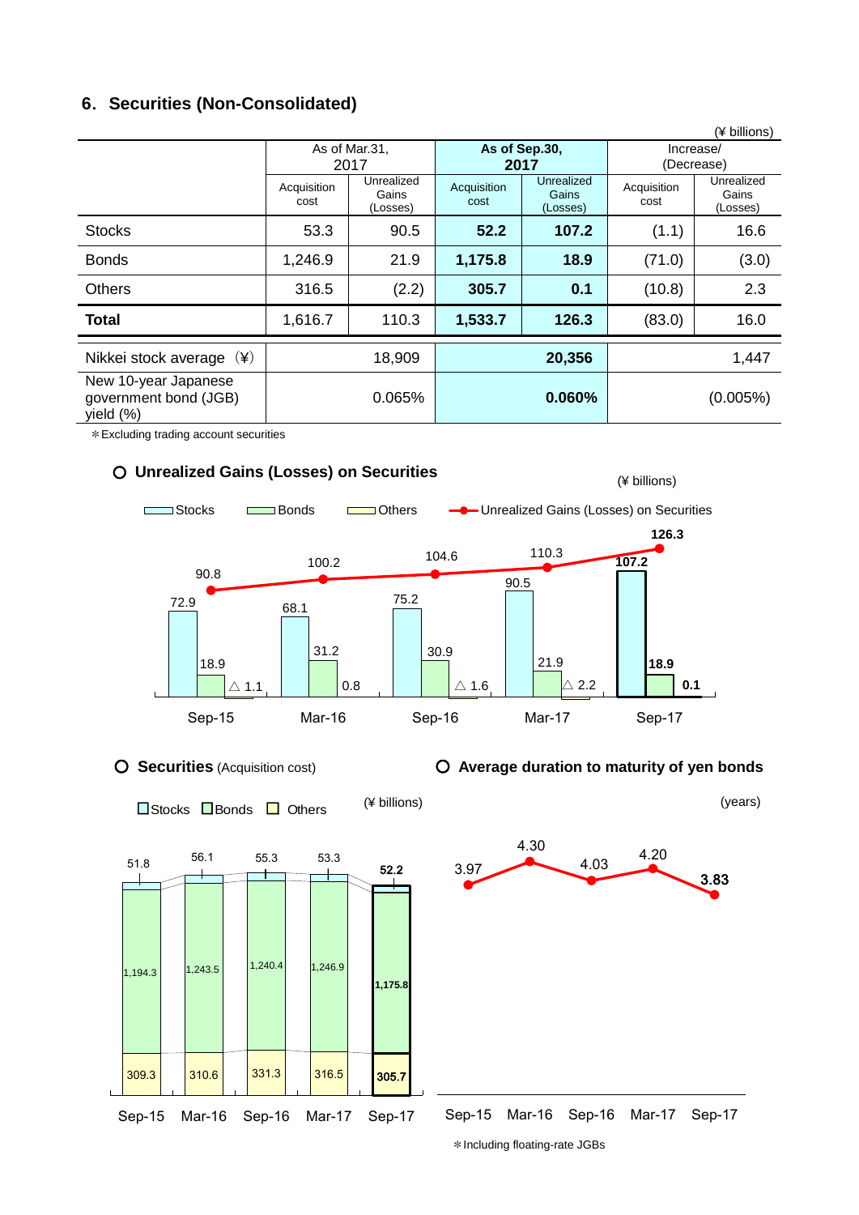## 6. Securities (Non-Consolidated)

(¥ billions)

| | As of Mar.31, 2017 | | As of Sep.30, 2017 | | Increase/ (Decrease) | |
|---|---|---|---|---|---|---|
| | Acquisition cost | Unrealized Gains (Losses) | Acquisition cost | Unrealized Gains (Losses) | Acquisition cost | Unrealized Gains (Losses) |
| Stocks | 53.3 | 90.5 | **52.2** | **107.2** | (1.1) | 16.6 |
| Bonds | 1,246.9 | 21.9 | **1,175.8** | **18.9** | (71.0) | (3.0) |
| Others | 316.5 | (2.2) | **305.7** | **0.1** | (10.8) | 2.3 |
| **Total** | 1,616.7 | 110.3 | **1,533.7** | **126.3** | (83.0) | 16.0 |
| Nikkei stock average (¥) | 18,909 | | **20,356** | | 1,447 | |
| New 10-year Japanese government bond (JGB) yield (%) | 0.065% | | **0.060%** | | (0.005%) | |

*Excluding trading account securities

### ○ Unrealized Gains (Losses) on Securities

(¥ billions)

Stocks
Bonds
Others
Unrealized Gains (Losses) on Securities

Sep-15: 90.8; 72.9; 18.9; △ 1.1
Mar-16: 100.2; 68.1; 31.2; 0.8
Sep-16: 104.6; 75.2; 30.9; △ 1.6
Mar-17: 110.3; 90.5; 21.9; △ 2.2
Sep-17: 126.3; 107.2; 18.9; 0.1

### ○ Securities (Acquisition cost)

Stocks Bonds Others

(¥ billions)

Sep-15: 51.8; 1,194.3; 309.3
Mar-16: 56.1; 1,243.5; 310.6
Sep-16: 55.3; 1,240.4; 331.3
Mar-17: 53.3; 1,246.9; 316.5
Sep-17: 52.2; 1,175.8; 305.7

### ○ Average duration to maturity of yen bonds

(years)

Sep-15: 3.97
Mar-16: 4.30
Sep-16: 4.03
Mar-17: 4.20
Sep-17: 3.83

*Including floating-rate JGBs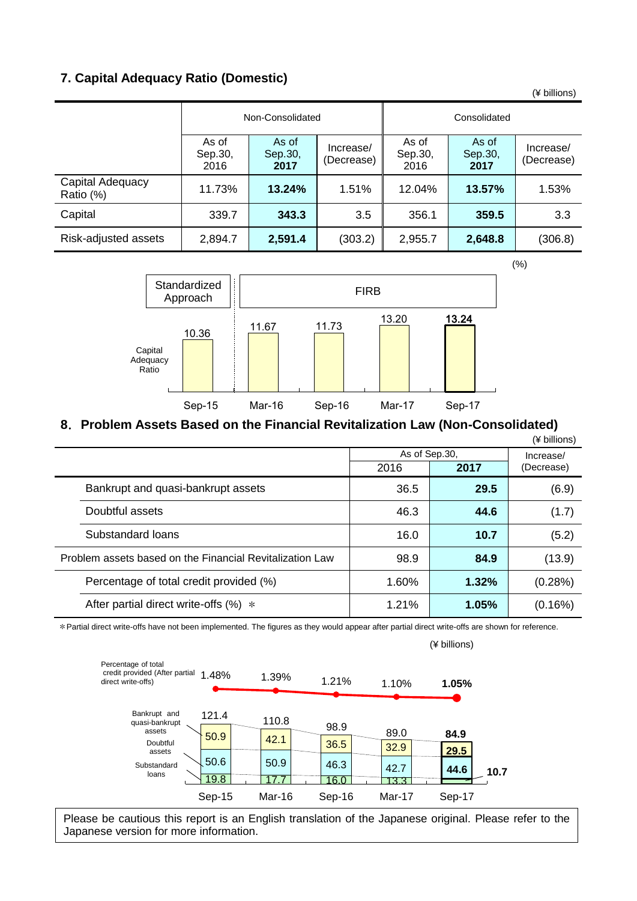## 7. Capital Adequacy Ratio (Domestic)

(¥ billions)

| | Non-Consolidated | | | Consolidated | | |
|---|---|---|---|---|---|---|
| | As of Sep.30, 2016 | As of Sep.30, **2017** | Increase/ (Decrease) | As of Sep.30, 2016 | As of Sep.30, **2017** | Increase/ (Decrease) |
| Capital Adequacy Ratio (%) | 11.73% | **13.24%** | 1.51% | 12.04% | **13.57%** | 1.53% |
| Capital | 339.7 | **343.3** | 3.5 | 356.1 | **359.5** | 3.3 |
| Risk-adjusted assets | 2,894.7 | **2,591.4** | (303.2) | 2,955.7 | **2,648.8** | (306.8) |

(%)

Standardized Approach

FIRB

Capital Adequacy Ratio

10.36

11.67

11.73

13.20

**13.24**

Sep-15 Mar-16 Sep-16 Mar-17 Sep-17

## 8. Problem Assets Based on the Financial Revitalization Law (Non-Consolidated)

(¥ billions)

| | As of Sep.30, 2016 | As of Sep.30, **2017** | Increase/ (Decrease) |
|---|---|---|---|
| Bankrupt and quasi-bankrupt assets | 36.5 | **29.5** | (6.9) |
| Doubtful assets | 46.3 | **44.6** | (1.7) |
| Substandard loans | 16.0 | **10.7** | (5.2) |
| Problem assets based on the Financial Revitalization Law | 98.9 | **84.9** | (13.9) |
| Percentage of total credit provided (%) | 1.60% | **1.32%** | (0.28%) |
| After partial direct write-offs (%) ＊ | 1.21% | **1.05%** | (0.16%) |

＊Partial direct write-offs have not been implemented. The figures as they would appear after partial direct write-offs are shown for reference.

(¥ billions)

Percentage of total credit provided (After partial direct write-offs)

1.48% 1.39% 1.21% 1.10% **1.05%**

Bankrupt and quasi-bankrupt assets

Doubtful assets

Substandard loans

121.4 110.8 98.9 89.0 **84.9**

50.9 42.1 36.5 32.9 **29.5**

50.6 50.9 46.3 42.7 **44.6**

19.8 17.7 16.0 13.3 **10.7**

Sep-15 Mar-16 Sep-16 Mar-17 Sep-17

Please be cautious this report is an English translation of the Japanese original. Please refer to the Japanese version for more information.